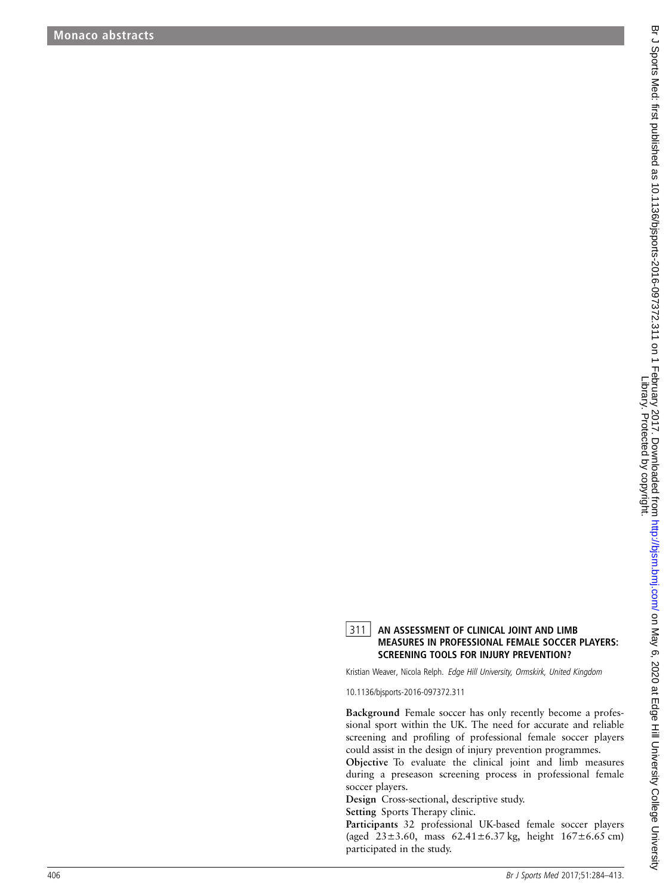## 311 AN ASSESSMENT OF CLINICAL JOINT AND LIMB MEASURES IN PROFESSIONAL FEMALE SOCCER PLAYERS: SCREENING TOOLS FOR INJURY PREVENTION?

Kristian Weaver, Nicola Relph. *Edge Hill University, Ormskirk, United Kingdom*

10.1136/bjsports-2016-097372.311

**Background** Female soccer has only recently become a professional sport within the UK. The need for accurate and reliable screening and profiling of professional female soccer players could assist in the design of injury prevention programmes.

**Objective** To evaluate the clinical joint and limb measures during a preseason screening process in professional female soccer players.

**Design** Cross-sectional, descriptive study.

**Setting** Sports Therapy clinic.

**Participants** 32 professional UK-based female soccer players (aged 23±3.60, mass 62.41±6.37 kg, height 167±6.65 cm) participated in the study.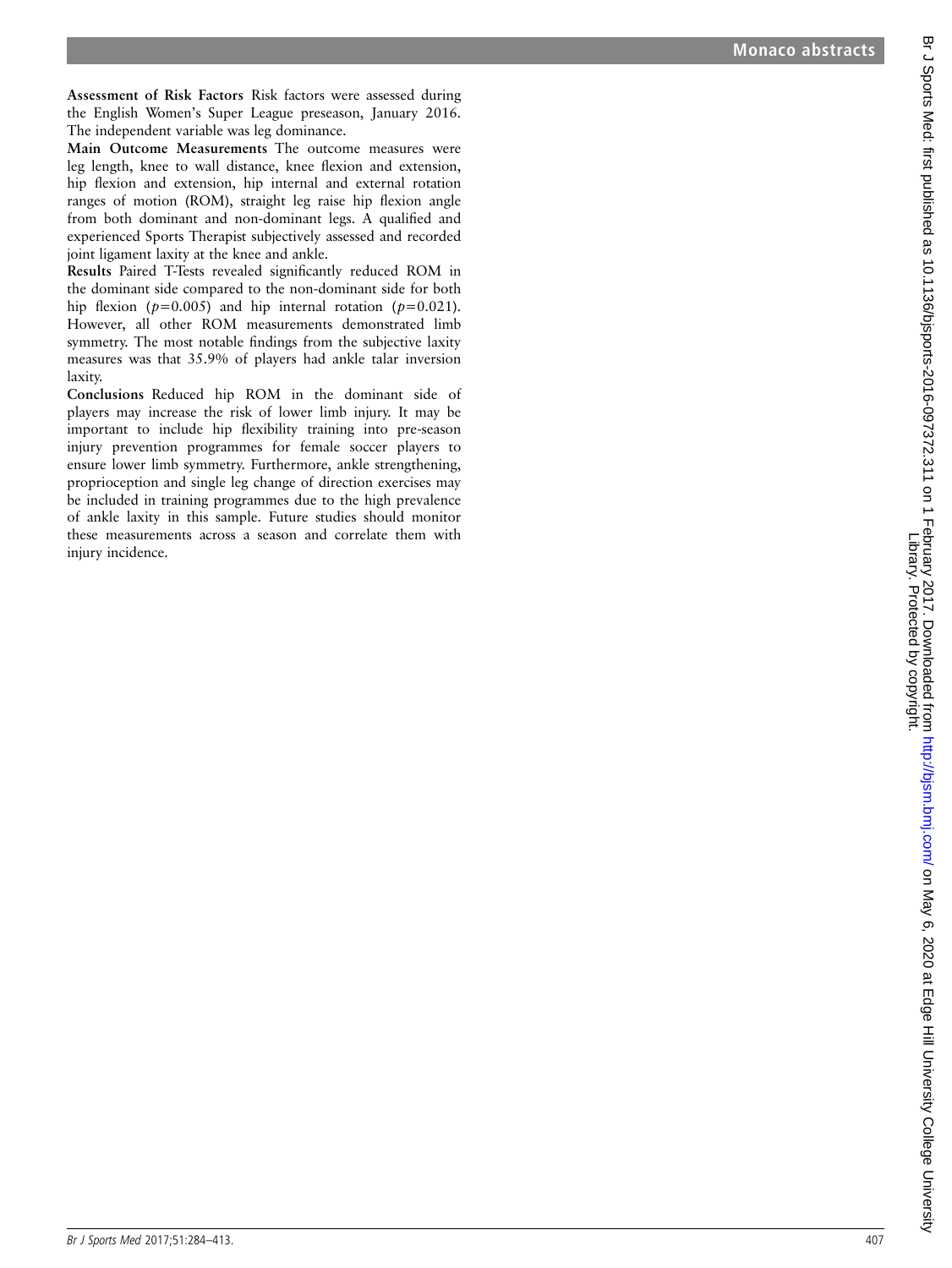**Assessment of Risk Factors** Risk factors were assessed during the English Women's Super League preseason, January 2016. The independent variable was leg dominance.

**Main Outcome Measurements** The outcome measures were leg length, knee to wall distance, knee flexion and extension, hip flexion and extension, hip internal and external rotation ranges of motion (ROM), straight leg raise hip flexion angle from both dominant and non-dominant legs. A qualified and experienced Sports Therapist subjectively assessed and recorded joint ligament laxity at the knee and ankle.

**Results** Paired T-Tests revealed significantly reduced ROM in the dominant side compared to the non-dominant side for both hip flexion ($p=0.005$) and hip internal rotation ($p=0.021$). However, all other ROM measurements demonstrated limb symmetry. The most notable findings from the subjective laxity measures was that 35.9% of players had ankle talar inversion laxity.

**Conclusions** Reduced hip ROM in the dominant side of players may increase the risk of lower limb injury. It may be important to include hip flexibility training into pre-season injury prevention programmes for female soccer players to ensure lower limb symmetry. Furthermore, ankle strengthening, proprioception and single leg change of direction exercises may be included in training programmes due to the high prevalence of ankle laxity in this sample. Future studies should monitor these measurements across a season and correlate them with injury incidence.